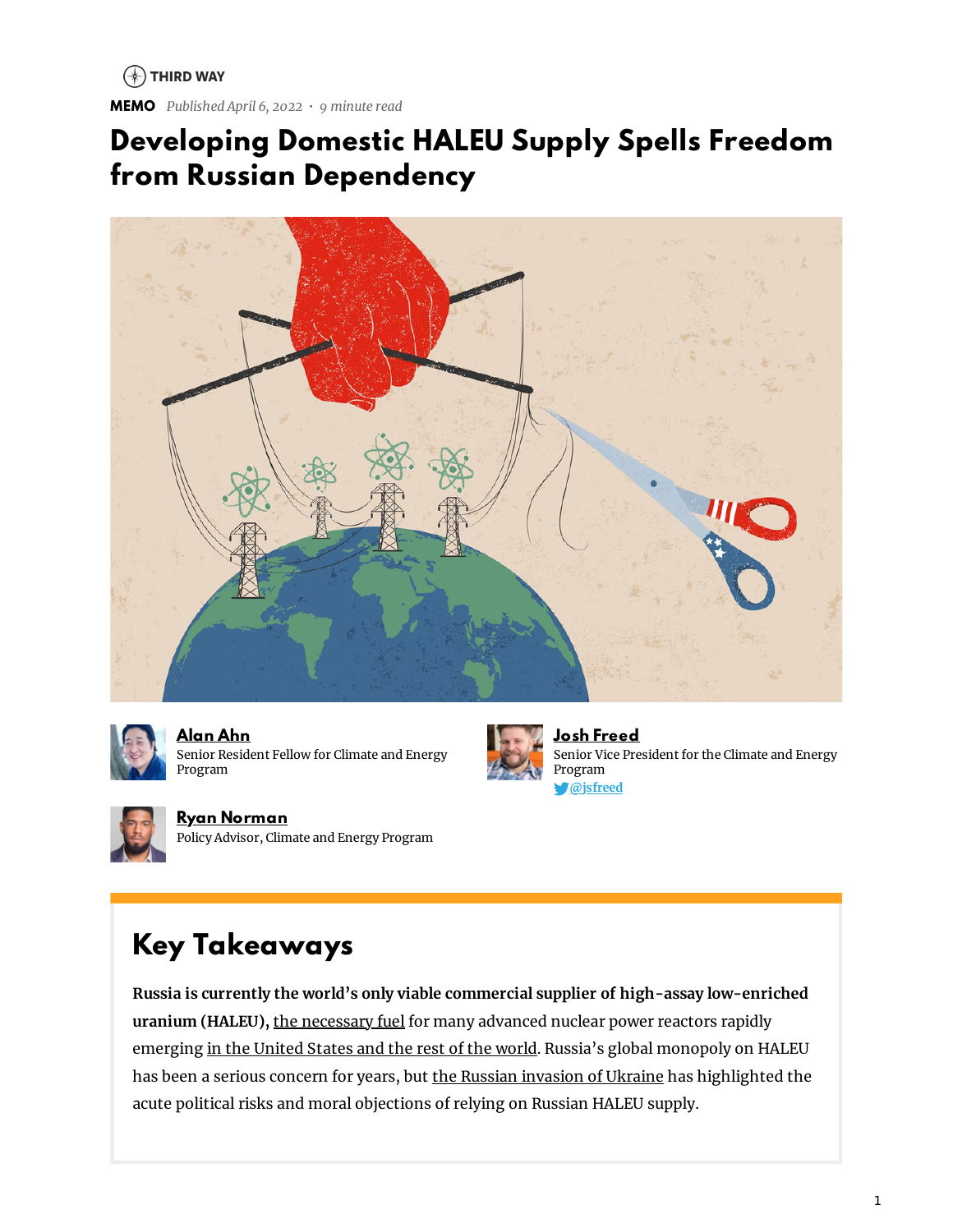THIRD WAY

**MEMO** *Published April 6, 2022 • 9 minute read*

# Developing Domestic HALEU Supply Spells Freedom from Russian Dependency

**Alan Ahn**
Senior Resident Fellow for Climate and Energy Program

**Josh Freed**
Senior Vice President for the Climate and Energy Program
@jsfreed

**Ryan Norman**
Policy Advisor, Climate and Energy Program

## Key Takeaways

**Russia is currently the world's only viable commercial supplier of high-assay low-enriched uranium (HALEU),** the necessary fuel for many advanced nuclear power reactors rapidly emerging in the United States and the rest of the world. Russia's global monopoly on HALEU has been a serious concern for years, but the Russian invasion of Ukraine has highlighted the acute political risks and moral objections of relying on Russian HALEU supply.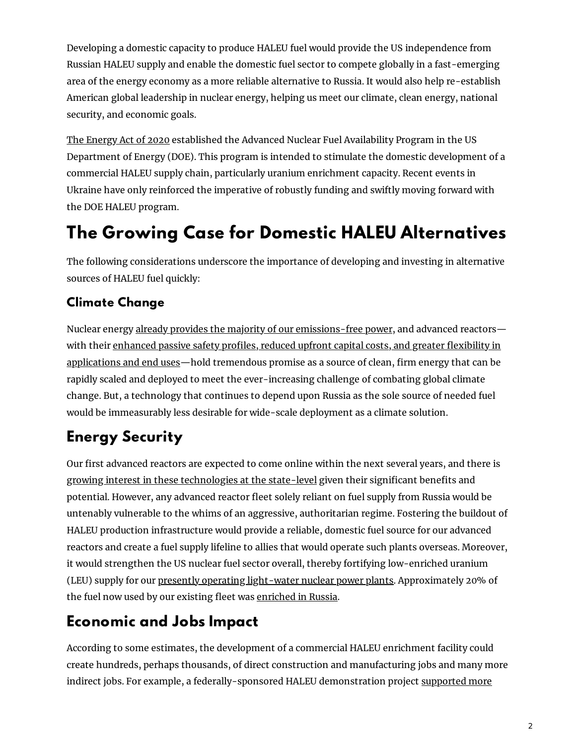Developing a domestic capacity to produce HALEU fuel would provide the US independence from Russian HALEU supply and enable the domestic fuel sector to compete globally in a fast-emerging area of the energy economy as a more reliable alternative to Russia. It would also help re-establish American global leadership in nuclear energy, helping us meet our climate, clean energy, national security, and economic goals.

The Energy Act of 2020 established the Advanced Nuclear Fuel Availability Program in the US Department of Energy (DOE). This program is intended to stimulate the domestic development of a commercial HALEU supply chain, particularly uranium enrichment capacity. Recent events in Ukraine have only reinforced the imperative of robustly funding and swiftly moving forward with the DOE HALEU program.

# The Growing Case for Domestic HALEU Alternatives

The following considerations underscore the importance of developing and investing in alternative sources of HALEU fuel quickly:

### Climate Change

Nuclear energy already provides the majority of our emissions-free power, and advanced reactors—with their enhanced passive safety profiles, reduced upfront capital costs, and greater flexibility in applications and end uses—hold tremendous promise as a source of clean, firm energy that can be rapidly scaled and deployed to meet the ever-increasing challenge of combating global climate change. But, a technology that continues to depend upon Russia as the sole source of needed fuel would be immeasurably less desirable for wide-scale deployment as a climate solution.

## Energy Security

Our first advanced reactors are expected to come online within the next several years, and there is growing interest in these technologies at the state-level given their significant benefits and potential. However, any advanced reactor fleet solely reliant on fuel supply from Russia would be untenably vulnerable to the whims of an aggressive, authoritarian regime. Fostering the buildout of HALEU production infrastructure would provide a reliable, domestic fuel source for our advanced reactors and create a fuel supply lifeline to allies that would operate such plants overseas. Moreover, it would strengthen the US nuclear fuel sector overall, thereby fortifying low-enriched uranium (LEU) supply for our presently operating light-water nuclear power plants. Approximately 20% of the fuel now used by our existing fleet was enriched in Russia.

## Economic and Jobs Impact

According to some estimates, the development of a commercial HALEU enrichment facility could create hundreds, perhaps thousands, of direct construction and manufacturing jobs and many more indirect jobs. For example, a federally-sponsored HALEU demonstration project supported more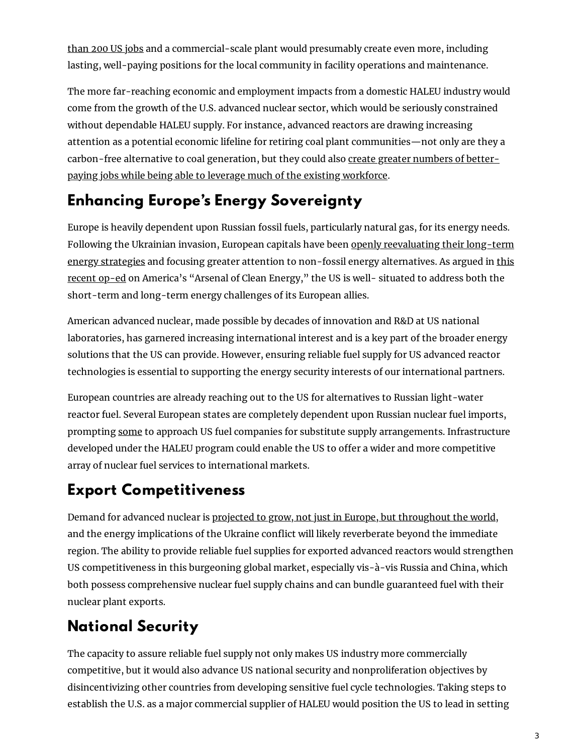than 200 US jobs and a commercial-scale plant would presumably create even more, including lasting, well-paying positions for the local community in facility operations and maintenance.

The more far-reaching economic and employment impacts from a domestic HALEU industry would come from the growth of the U.S. advanced nuclear sector, which would be seriously constrained without dependable HALEU supply. For instance, advanced reactors are drawing increasing attention as a potential economic lifeline for retiring coal plant communities—not only are they a carbon-free alternative to coal generation, but they could also create greater numbers of better-paying jobs while being able to leverage much of the existing workforce.

## Enhancing Europe's Energy Sovereignty

Europe is heavily dependent upon Russian fossil fuels, particularly natural gas, for its energy needs. Following the Ukrainian invasion, European capitals have been openly reevaluating their long-term energy strategies and focusing greater attention to non-fossil energy alternatives. As argued in this recent op-ed on America's "Arsenal of Clean Energy," the US is well- situated to address both the short-term and long-term energy challenges of its European allies.

American advanced nuclear, made possible by decades of innovation and R&D at US national laboratories, has garnered increasing international interest and is a key part of the broader energy solutions that the US can provide. However, ensuring reliable fuel supply for US advanced reactor technologies is essential to supporting the energy security interests of our international partners.

European countries are already reaching out to the US for alternatives to Russian light-water reactor fuel. Several European states are completely dependent upon Russian nuclear fuel imports, prompting some to approach US fuel companies for substitute supply arrangements. Infrastructure developed under the HALEU program could enable the US to offer a wider and more competitive array of nuclear fuel services to international markets.

## Export Competitiveness

Demand for advanced nuclear is projected to grow, not just in Europe, but throughout the world, and the energy implications of the Ukraine conflict will likely reverberate beyond the immediate region. The ability to provide reliable fuel supplies for exported advanced reactors would strengthen US competitiveness in this burgeoning global market, especially vis-à-vis Russia and China, which both possess comprehensive nuclear fuel supply chains and can bundle guaranteed fuel with their nuclear plant exports.

## National Security

The capacity to assure reliable fuel supply not only makes US industry more commercially competitive, but it would also advance US national security and nonproliferation objectives by disincentivizing other countries from developing sensitive fuel cycle technologies. Taking steps to establish the U.S. as a major commercial supplier of HALEU would position the US to lead in setting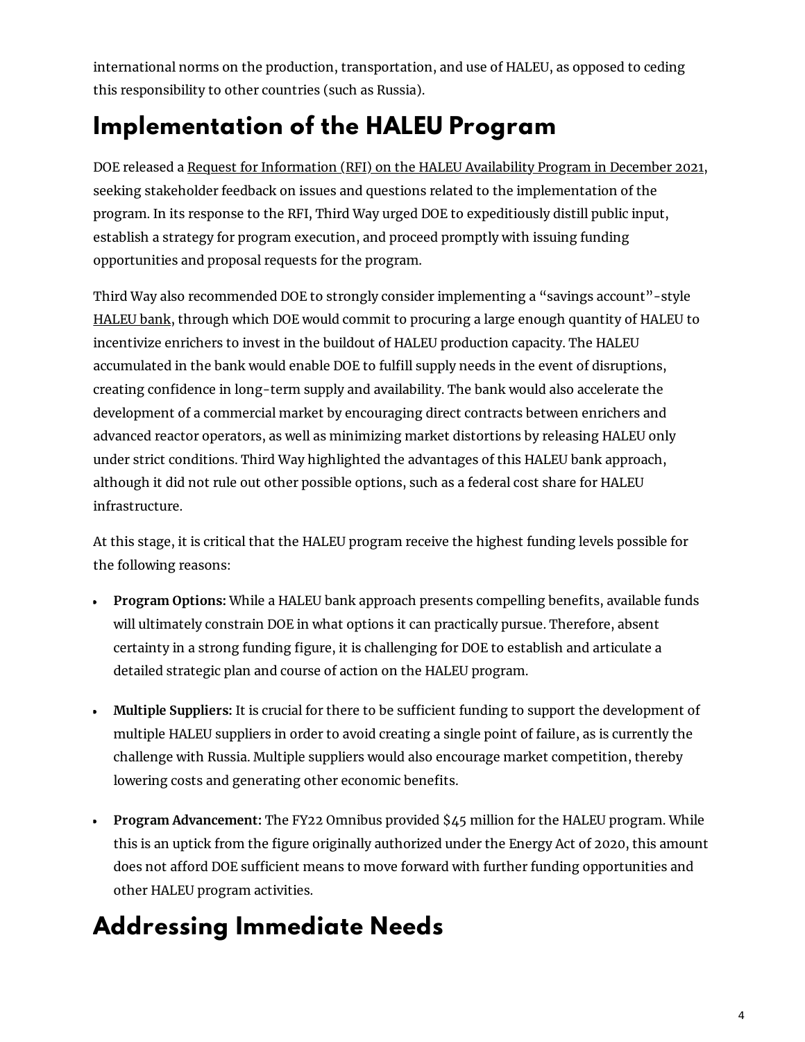international norms on the production, transportation, and use of HALEU, as opposed to ceding this responsibility to other countries (such as Russia).

## Implementation of the HALEU Program

DOE released a Request for Information (RFI) on the HALEU Availability Program in December 2021, seeking stakeholder feedback on issues and questions related to the implementation of the program. In its response to the RFI, Third Way urged DOE to expeditiously distill public input, establish a strategy for program execution, and proceed promptly with issuing funding opportunities and proposal requests for the program.

Third Way also recommended DOE to strongly consider implementing a "savings account"-style HALEU bank, through which DOE would commit to procuring a large enough quantity of HALEU to incentivize enrichers to invest in the buildout of HALEU production capacity. The HALEU accumulated in the bank would enable DOE to fulfill supply needs in the event of disruptions, creating confidence in long-term supply and availability. The bank would also accelerate the development of a commercial market by encouraging direct contracts between enrichers and advanced reactor operators, as well as minimizing market distortions by releasing HALEU only under strict conditions. Third Way highlighted the advantages of this HALEU bank approach, although it did not rule out other possible options, such as a federal cost share for HALEU infrastructure.

At this stage, it is critical that the HALEU program receive the highest funding levels possible for the following reasons:

- **Program Options:** While a HALEU bank approach presents compelling benefits, available funds will ultimately constrain DOE in what options it can practically pursue. Therefore, absent certainty in a strong funding figure, it is challenging for DOE to establish and articulate a detailed strategic plan and course of action on the HALEU program.
- **Multiple Suppliers:** It is crucial for there to be sufficient funding to support the development of multiple HALEU suppliers in order to avoid creating a single point of failure, as is currently the challenge with Russia. Multiple suppliers would also encourage market competition, thereby lowering costs and generating other economic benefits.
- **Program Advancement:** The FY22 Omnibus provided $45 million for the HALEU program. While this is an uptick from the figure originally authorized under the Energy Act of 2020, this amount does not afford DOE sufficient means to move forward with further funding opportunities and other HALEU program activities.

## Addressing Immediate Needs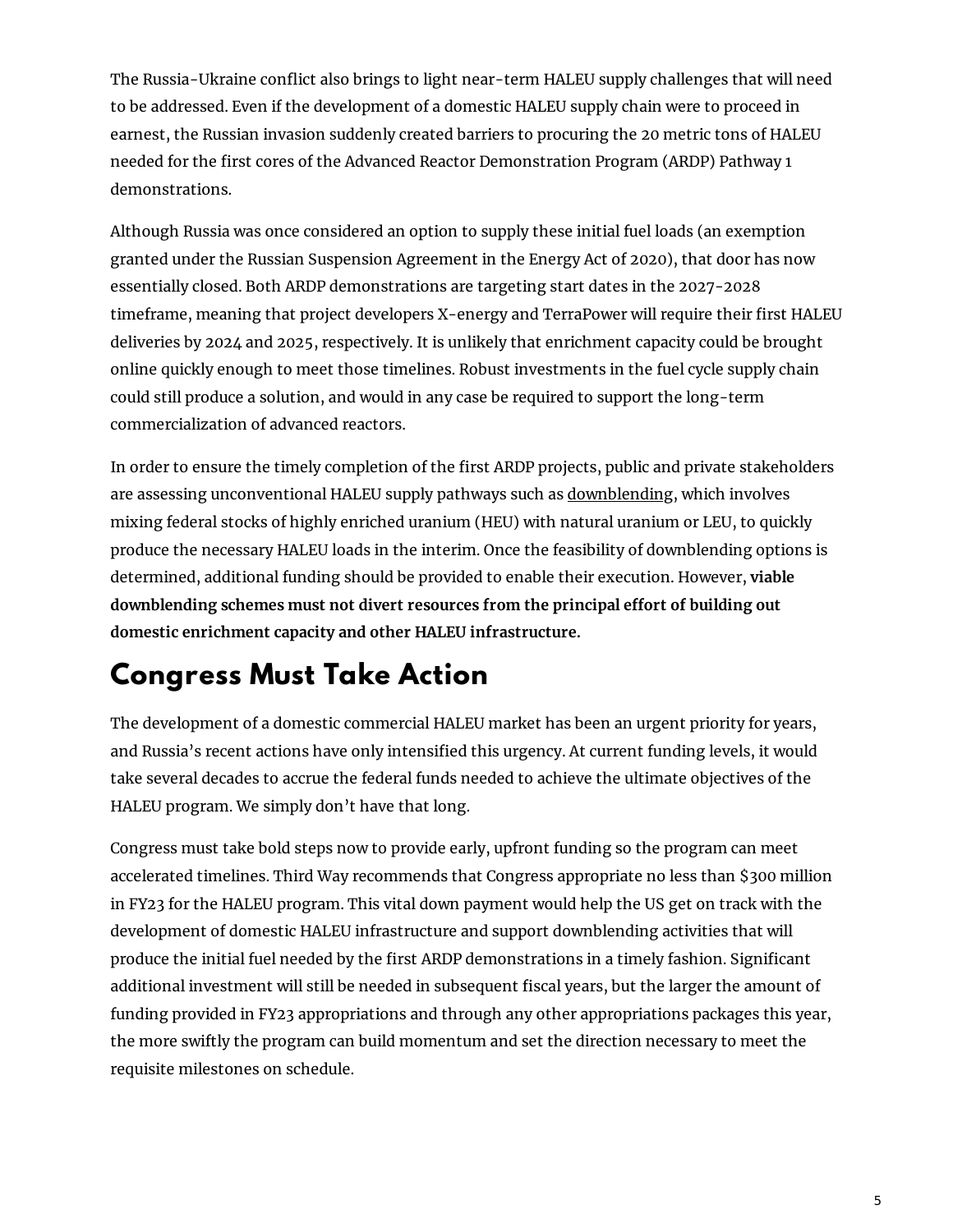The Russia-Ukraine conflict also brings to light near-term HALEU supply challenges that will need to be addressed. Even if the development of a domestic HALEU supply chain were to proceed in earnest, the Russian invasion suddenly created barriers to procuring the 20 metric tons of HALEU needed for the first cores of the Advanced Reactor Demonstration Program (ARDP) Pathway 1 demonstrations.

Although Russia was once considered an option to supply these initial fuel loads (an exemption granted under the Russian Suspension Agreement in the Energy Act of 2020), that door has now essentially closed. Both ARDP demonstrations are targeting start dates in the 2027-2028 timeframe, meaning that project developers X-energy and TerraPower will require their first HALEU deliveries by 2024 and 2025, respectively. It is unlikely that enrichment capacity could be brought online quickly enough to meet those timelines. Robust investments in the fuel cycle supply chain could still produce a solution, and would in any case be required to support the long-term commercialization of advanced reactors.

In order to ensure the timely completion of the first ARDP projects, public and private stakeholders are assessing unconventional HALEU supply pathways such as downblending, which involves mixing federal stocks of highly enriched uranium (HEU) with natural uranium or LEU, to quickly produce the necessary HALEU loads in the interim. Once the feasibility of downblending options is determined, additional funding should be provided to enable their execution. However, **viable downblending schemes must not divert resources from the principal effort of building out domestic enrichment capacity and other HALEU infrastructure.**

## Congress Must Take Action

The development of a domestic commercial HALEU market has been an urgent priority for years, and Russia's recent actions have only intensified this urgency. At current funding levels, it would take several decades to accrue the federal funds needed to achieve the ultimate objectives of the HALEU program. We simply don't have that long.

Congress must take bold steps now to provide early, upfront funding so the program can meet accelerated timelines. Third Way recommends that Congress appropriate no less than $300 million in FY23 for the HALEU program. This vital down payment would help the US get on track with the development of domestic HALEU infrastructure and support downblending activities that will produce the initial fuel needed by the first ARDP demonstrations in a timely fashion. Significant additional investment will still be needed in subsequent fiscal years, but the larger the amount of funding provided in FY23 appropriations and through any other appropriations packages this year, the more swiftly the program can build momentum and set the direction necessary to meet the requisite milestones on schedule.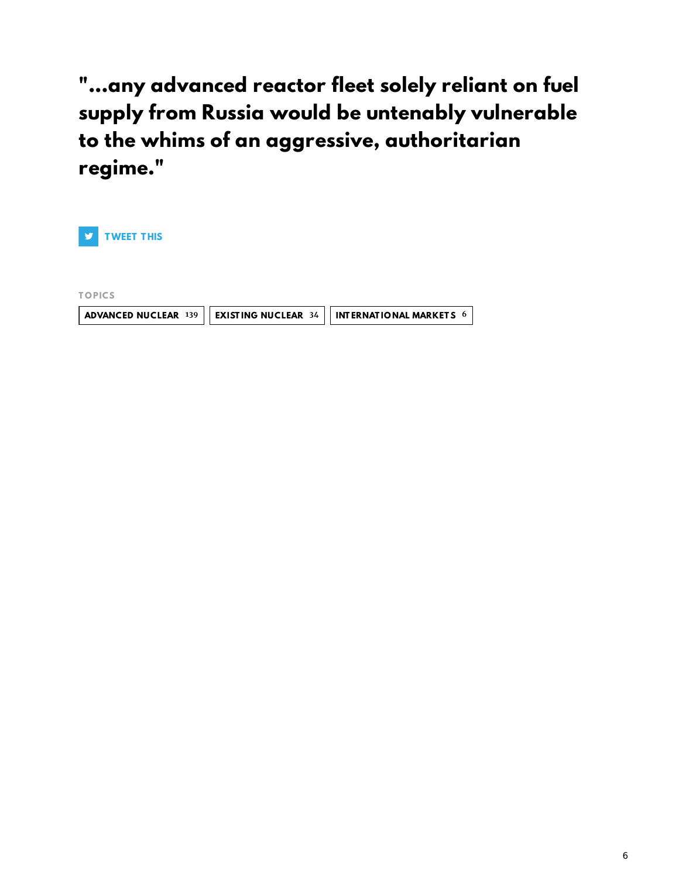**"...any advanced reactor fleet solely reliant on fuel supply from Russia would be untenably vulnerable to the whims of an aggressive, authoritarian regime."**

TWEET THIS

TOPICS

ADVANCED NUCLEAR 139 | EXISTING NUCLEAR 34 | INTERNATIONAL MARKETS 6